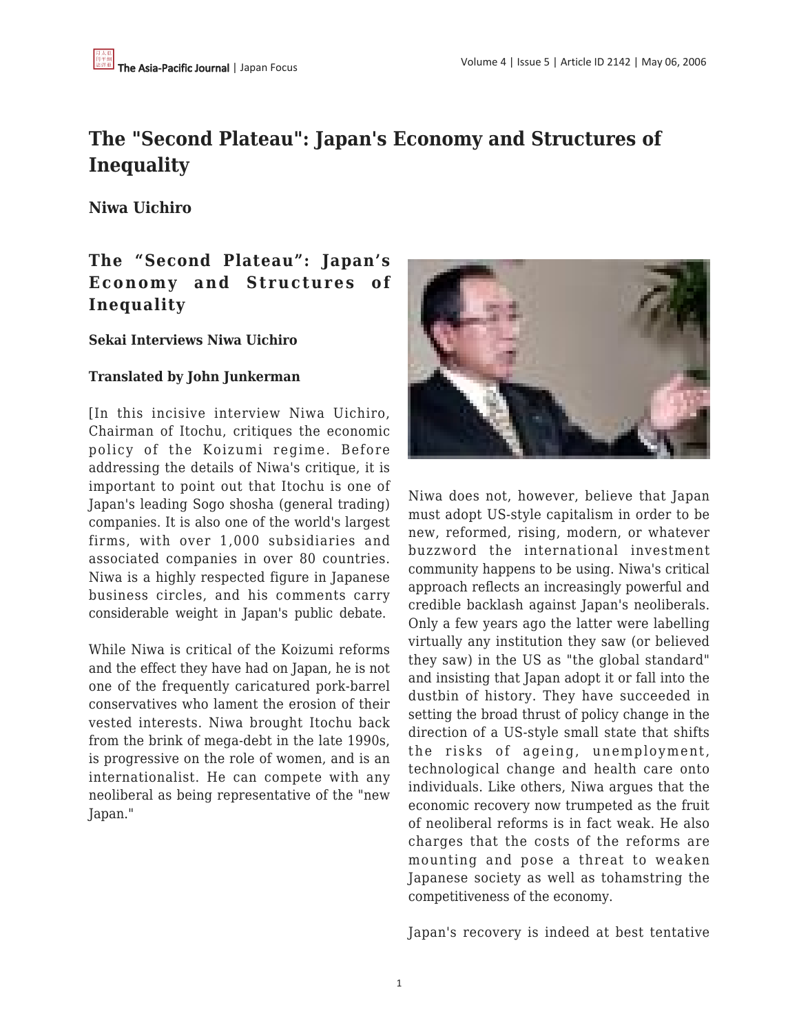# The "Second Plateau": Japan's Economy and Structures of Inequality

**Niwa Uichiro**

## The "Second Plateau": Japan's Economy and Structures of Inequality

**Sekai Interviews Niwa Uichiro**

**Translated by John Junkerman**

[In this incisive interview Niwa Uichiro, Chairman of Itochu, critiques the economic policy of the Koizumi regime. Before addressing the details of Niwa's critique, it is important to point out that Itochu is one of Japan's leading Sogo shosha (general trading) companies. It is also one of the world's largest firms, with over 1,000 subsidiaries and associated companies in over 80 countries. Niwa is a highly respected figure in Japanese business circles, and his comments carry considerable weight in Japan's public debate.

While Niwa is critical of the Koizumi reforms and the effect they have had on Japan, he is not one of the frequently caricatured pork-barrel conservatives who lament the erosion of their vested interests. Niwa brought Itochu back from the brink of mega-debt in the late 1990s, is progressive on the role of women, and is an internationalist. He can compete with any neoliberal as being representative of the "new Japan."

Niwa does not, however, believe that Japan must adopt US-style capitalism in order to be new, reformed, rising, modern, or whatever buzzword the international investment community happens to be using. Niwa's critical approach reflects an increasingly powerful and credible backlash against Japan's neoliberals. Only a few years ago the latter were labelling virtually any institution they saw (or believed they saw) in the US as "the global standard" and insisting that Japan adopt it or fall into the dustbin of history. They have succeeded in setting the broad thrust of policy change in the direction of a US-style small state that shifts the risks of ageing, unemployment, technological change and health care onto individuals. Like others, Niwa argues that the economic recovery now trumpeted as the fruit of neoliberal reforms is in fact weak. He also charges that the costs of the reforms are mounting and pose a threat to weaken Japanese society as well as tohamstring the competitiveness of the economy.

Japan's recovery is indeed at best tentative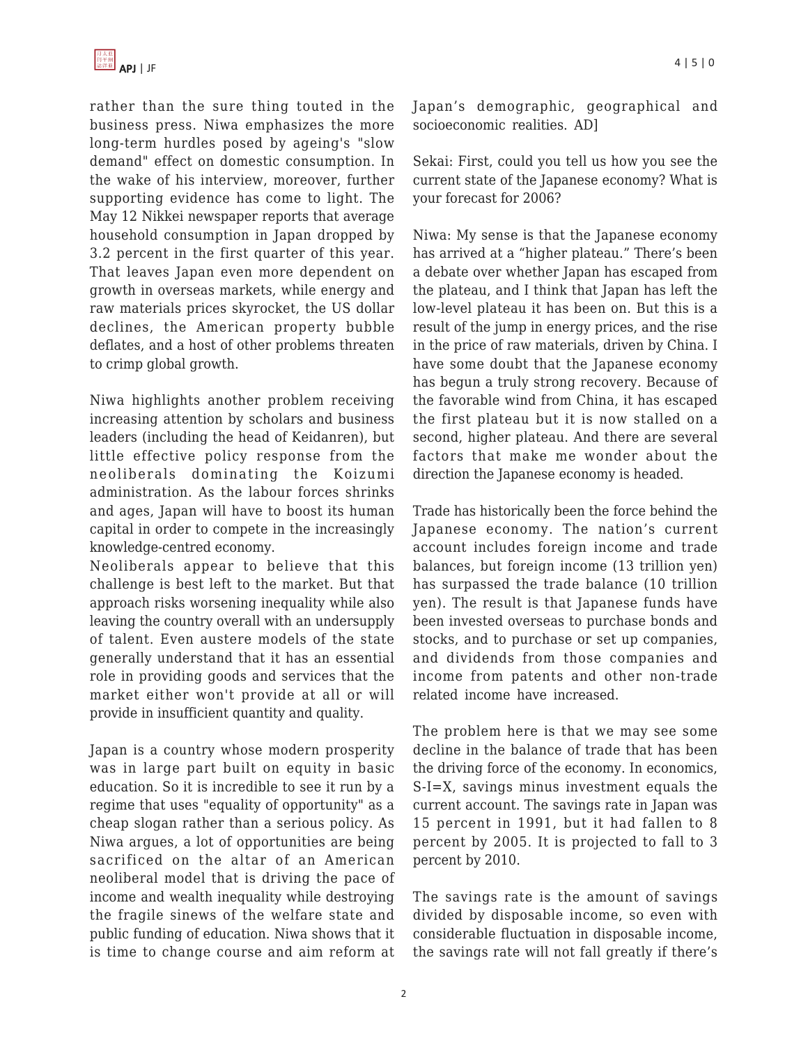rather than the sure thing touted in the business press. Niwa emphasizes the more long-term hurdles posed by ageing's "slow demand" effect on domestic consumption. In the wake of his interview, moreover, further supporting evidence has come to light. The May 12 Nikkei newspaper reports that average household consumption in Japan dropped by 3.2 percent in the first quarter of this year. That leaves Japan even more dependent on growth in overseas markets, while energy and raw materials prices skyrocket, the US dollar declines, the American property bubble deflates, and a host of other problems threaten to crimp global growth.

Niwa highlights another problem receiving increasing attention by scholars and business leaders (including the head of Keidanren), but little effective policy response from the neoliberals dominating the Koizumi administration. As the labour forces shrinks and ages, Japan will have to boost its human capital in order to compete in the increasingly knowledge-centred economy.

Neoliberals appear to believe that this challenge is best left to the market. But that approach risks worsening inequality while also leaving the country overall with an undersupply of talent. Even austere models of the state generally understand that it has an essential role in providing goods and services that the market either won't provide at all or will provide in insufficient quantity and quality.

Japan is a country whose modern prosperity was in large part built on equity in basic education. So it is incredible to see it run by a regime that uses "equality of opportunity" as a cheap slogan rather than a serious policy. As Niwa argues, a lot of opportunities are being sacrificed on the altar of an American neoliberal model that is driving the pace of income and wealth inequality while destroying the fragile sinews of the welfare state and public funding of education. Niwa shows that it is time to change course and aim reform at Japan's demographic, geographical and socioeconomic realities. AD]

Sekai: First, could you tell us how you see the current state of the Japanese economy? What is your forecast for 2006?

Niwa: My sense is that the Japanese economy has arrived at a "higher plateau." There's been a debate over whether Japan has escaped from the plateau, and I think that Japan has left the low-level plateau it has been on. But this is a result of the jump in energy prices, and the rise in the price of raw materials, driven by China. I have some doubt that the Japanese economy has begun a truly strong recovery. Because of the favorable wind from China, it has escaped the first plateau but it is now stalled on a second, higher plateau. And there are several factors that make me wonder about the direction the Japanese economy is headed.

Trade has historically been the force behind the Japanese economy. The nation's current account includes foreign income and trade balances, but foreign income (13 trillion yen) has surpassed the trade balance (10 trillion yen). The result is that Japanese funds have been invested overseas to purchase bonds and stocks, and to purchase or set up companies, and dividends from those companies and income from patents and other non-trade related income have increased.

The problem here is that we may see some decline in the balance of trade that has been the driving force of the economy. In economics, S-I=X, savings minus investment equals the current account. The savings rate in Japan was 15 percent in 1991, but it had fallen to 8 percent by 2005. It is projected to fall to 3 percent by 2010.

The savings rate is the amount of savings divided by disposable income, so even with considerable fluctuation in disposable income, the savings rate will not fall greatly if there's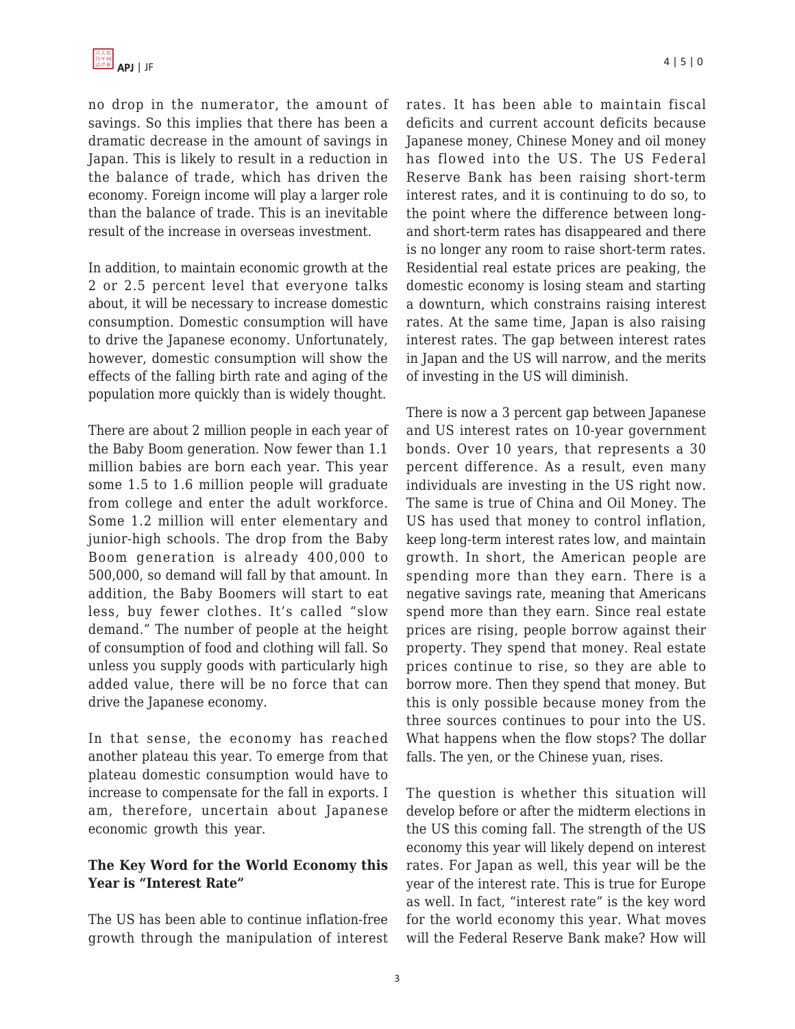no drop in the numerator, the amount of savings. So this implies that there has been a dramatic decrease in the amount of savings in Japan. This is likely to result in a reduction in the balance of trade, which has driven the economy. Foreign income will play a larger role than the balance of trade. This is an inevitable result of the increase in overseas investment.

In addition, to maintain economic growth at the 2 or 2.5 percent level that everyone talks about, it will be necessary to increase domestic consumption. Domestic consumption will have to drive the Japanese economy. Unfortunately, however, domestic consumption will show the effects of the falling birth rate and aging of the population more quickly than is widely thought.

There are about 2 million people in each year of the Baby Boom generation. Now fewer than 1.1 million babies are born each year. This year some 1.5 to 1.6 million people will graduate from college and enter the adult workforce. Some 1.2 million will enter elementary and junior-high schools. The drop from the Baby Boom generation is already 400,000 to 500,000, so demand will fall by that amount. In addition, the Baby Boomers will start to eat less, buy fewer clothes. It's called "slow demand." The number of people at the height of consumption of food and clothing will fall. So unless you supply goods with particularly high added value, there will be no force that can drive the Japanese economy.

In that sense, the economy has reached another plateau this year. To emerge from that plateau domestic consumption would have to increase to compensate for the fall in exports. I am, therefore, uncertain about Japanese economic growth this year.

**The Key Word for the World Economy this Year is "Interest Rate"**

The US has been able to continue inflation-free growth through the manipulation of interest rates. It has been able to maintain fiscal deficits and current account deficits because Japanese money, Chinese Money and oil money has flowed into the US. The US Federal Reserve Bank has been raising short-term interest rates, and it is continuing to do so, to the point where the difference between long- and short-term rates has disappeared and there is no longer any room to raise short-term rates. Residential real estate prices are peaking, the domestic economy is losing steam and starting a downturn, which constrains raising interest rates. At the same time, Japan is also raising interest rates. The gap between interest rates in Japan and the US will narrow, and the merits of investing in the US will diminish.

There is now a 3 percent gap between Japanese and US interest rates on 10-year government bonds. Over 10 years, that represents a 30 percent difference. As a result, even many individuals are investing in the US right now. The same is true of China and Oil Money. The US has used that money to control inflation, keep long-term interest rates low, and maintain growth. In short, the American people are spending more than they earn. There is a negative savings rate, meaning that Americans spend more than they earn. Since real estate prices are rising, people borrow against their property. They spend that money. Real estate prices continue to rise, so they are able to borrow more. Then they spend that money. But this is only possible because money from the three sources continues to pour into the US. What happens when the flow stops? The dollar falls. The yen, or the Chinese yuan, rises.

The question is whether this situation will develop before or after the midterm elections in the US this coming fall. The strength of the US economy this year will likely depend on interest rates. For Japan as well, this year will be the year of the interest rate. This is true for Europe as well. In fact, "interest rate" is the key word for the world economy this year. What moves will the Federal Reserve Bank make? How will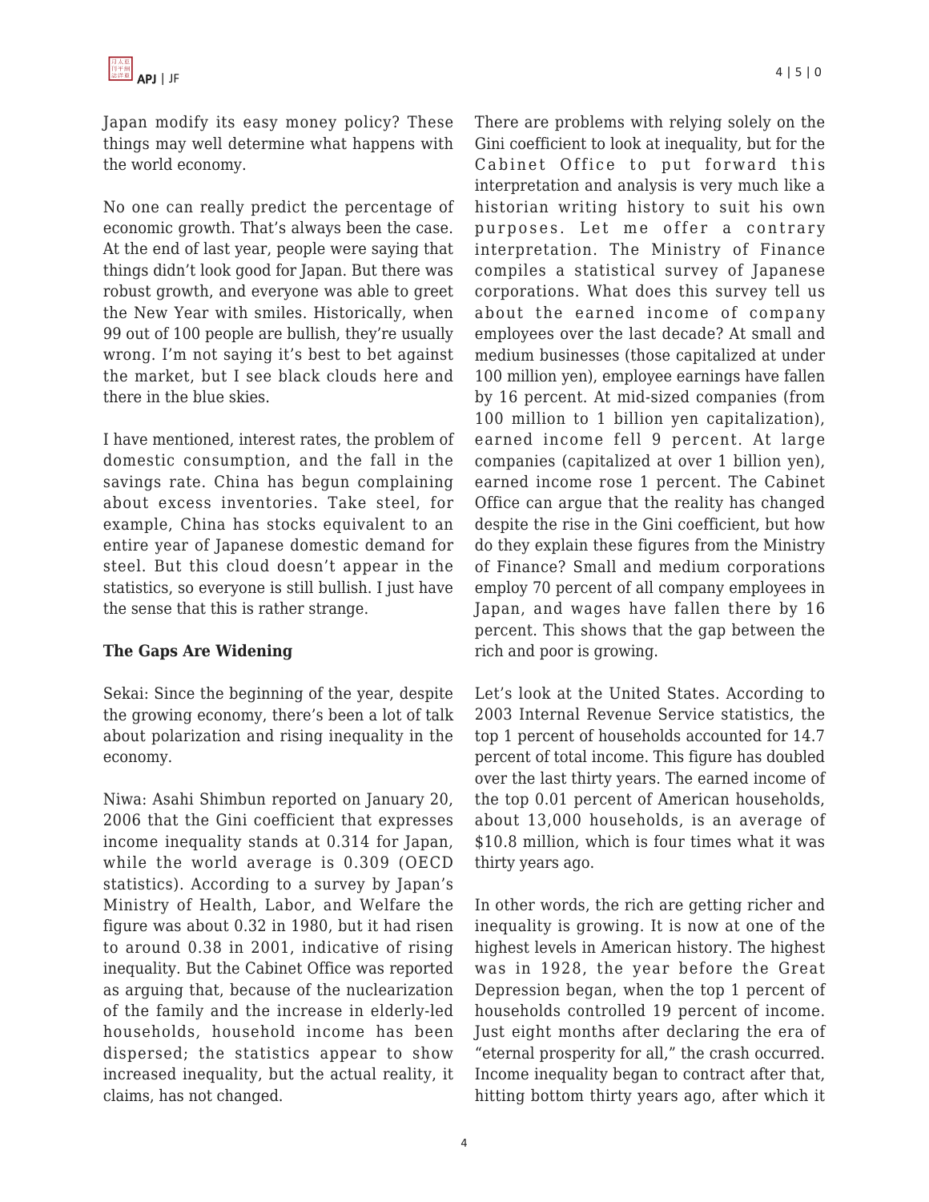Japan modify its easy money policy? These things may well determine what happens with the world economy.

No one can really predict the percentage of economic growth. That's always been the case. At the end of last year, people were saying that things didn't look good for Japan. But there was robust growth, and everyone was able to greet the New Year with smiles. Historically, when 99 out of 100 people are bullish, they're usually wrong. I'm not saying it's best to bet against the market, but I see black clouds here and there in the blue skies.

I have mentioned, interest rates, the problem of domestic consumption, and the fall in the savings rate. China has begun complaining about excess inventories. Take steel, for example, China has stocks equivalent to an entire year of Japanese domestic demand for steel. But this cloud doesn't appear in the statistics, so everyone is still bullish. I just have the sense that this is rather strange.

**The Gaps Are Widening**

Sekai: Since the beginning of the year, despite the growing economy, there's been a lot of talk about polarization and rising inequality in the economy.

Niwa: Asahi Shimbun reported on January 20, 2006 that the Gini coefficient that expresses income inequality stands at 0.314 for Japan, while the world average is 0.309 (OECD statistics). According to a survey by Japan's Ministry of Health, Labor, and Welfare the figure was about 0.32 in 1980, but it had risen to around 0.38 in 2001, indicative of rising inequality. But the Cabinet Office was reported as arguing that, because of the nuclearization of the family and the increase in elderly-led households, household income has been dispersed; the statistics appear to show increased inequality, but the actual reality, it claims, has not changed.

There are problems with relying solely on the Gini coefficient to look at inequality, but for the Cabinet Office to put forward this interpretation and analysis is very much like a historian writing history to suit his own purposes. Let me offer a contrary interpretation. The Ministry of Finance compiles a statistical survey of Japanese corporations. What does this survey tell us about the earned income of company employees over the last decade? At small and medium businesses (those capitalized at under 100 million yen), employee earnings have fallen by 16 percent. At mid-sized companies (from 100 million to 1 billion yen capitalization), earned income fell 9 percent. At large companies (capitalized at over 1 billion yen), earned income rose 1 percent. The Cabinet Office can argue that the reality has changed despite the rise in the Gini coefficient, but how do they explain these figures from the Ministry of Finance? Small and medium corporations employ 70 percent of all company employees in Japan, and wages have fallen there by 16 percent. This shows that the gap between the rich and poor is growing.

Let's look at the United States. According to 2003 Internal Revenue Service statistics, the top 1 percent of households accounted for 14.7 percent of total income. This figure has doubled over the last thirty years. The earned income of the top 0.01 percent of American households, about 13,000 households, is an average of $10.8 million, which is four times what it was thirty years ago.

In other words, the rich are getting richer and inequality is growing. It is now at one of the highest levels in American history. The highest was in 1928, the year before the Great Depression began, when the top 1 percent of households controlled 19 percent of income. Just eight months after declaring the era of "eternal prosperity for all," the crash occurred. Income inequality began to contract after that, hitting bottom thirty years ago, after which it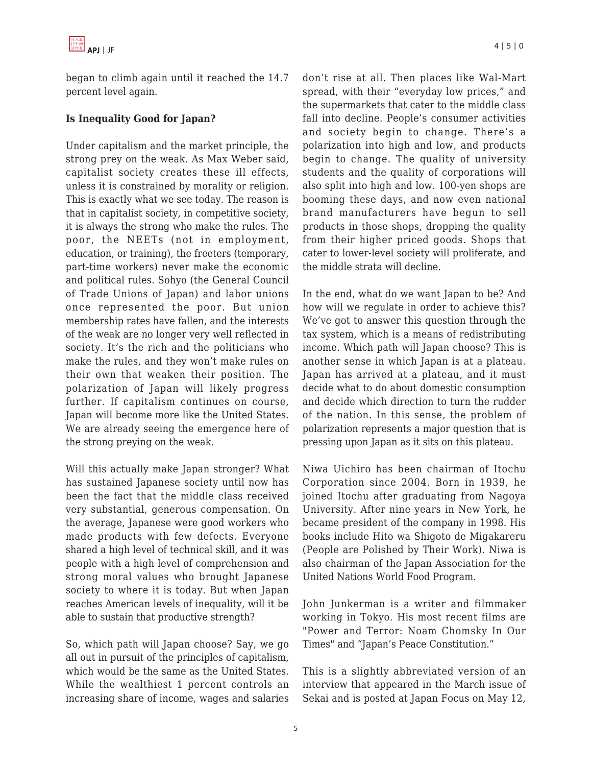began to climb again until it reached the 14.7 percent level again.

**Is Inequality Good for Japan?**

Under capitalism and the market principle, the strong prey on the weak. As Max Weber said, capitalist society creates these ill effects, unless it is constrained by morality or religion. This is exactly what we see today. The reason is that in capitalist society, in competitive society, it is always the strong who make the rules. The poor, the NEETs (not in employment, education, or training), the freeters (temporary, part-time workers) never make the economic and political rules. Sohyo (the General Council of Trade Unions of Japan) and labor unions once represented the poor. But union membership rates have fallen, and the interests of the weak are no longer very well reflected in society. It's the rich and the politicians who make the rules, and they won't make rules on their own that weaken their position. The polarization of Japan will likely progress further. If capitalism continues on course, Japan will become more like the United States. We are already seeing the emergence here of the strong preying on the weak.

Will this actually make Japan stronger? What has sustained Japanese society until now has been the fact that the middle class received very substantial, generous compensation. On the average, Japanese were good workers who made products with few defects. Everyone shared a high level of technical skill, and it was people with a high level of comprehension and strong moral values who brought Japanese society to where it is today. But when Japan reaches American levels of inequality, will it be able to sustain that productive strength?

So, which path will Japan choose? Say, we go all out in pursuit of the principles of capitalism, which would be the same as the United States. While the wealthiest 1 percent controls an increasing share of income, wages and salaries don't rise at all. Then places like Wal-Mart spread, with their "everyday low prices," and the supermarkets that cater to the middle class fall into decline. People's consumer activities and society begin to change. There's a polarization into high and low, and products begin to change. The quality of university students and the quality of corporations will also split into high and low. 100-yen shops are booming these days, and now even national brand manufacturers have begun to sell products in those shops, dropping the quality from their higher priced goods. Shops that cater to lower-level society will proliferate, and the middle strata will decline.

In the end, what do we want Japan to be? And how will we regulate in order to achieve this? We've got to answer this question through the tax system, which is a means of redistributing income. Which path will Japan choose? This is another sense in which Japan is at a plateau. Japan has arrived at a plateau, and it must decide what to do about domestic consumption and decide which direction to turn the rudder of the nation. In this sense, the problem of polarization represents a major question that is pressing upon Japan as it sits on this plateau.

Niwa Uichiro has been chairman of Itochu Corporation since 2004. Born in 1939, he joined Itochu after graduating from Nagoya University. After nine years in New York, he became president of the company in 1998. His books include Hito wa Shigoto de Migakareru (People are Polished by Their Work). Niwa is also chairman of the Japan Association for the United Nations World Food Program.

John Junkerman is a writer and filmmaker working in Tokyo. His most recent films are "Power and Terror: Noam Chomsky In Our Times" and "Japan's Peace Constitution."

This is a slightly abbreviated version of an interview that appeared in the March issue of Sekai and is posted at Japan Focus on May 12,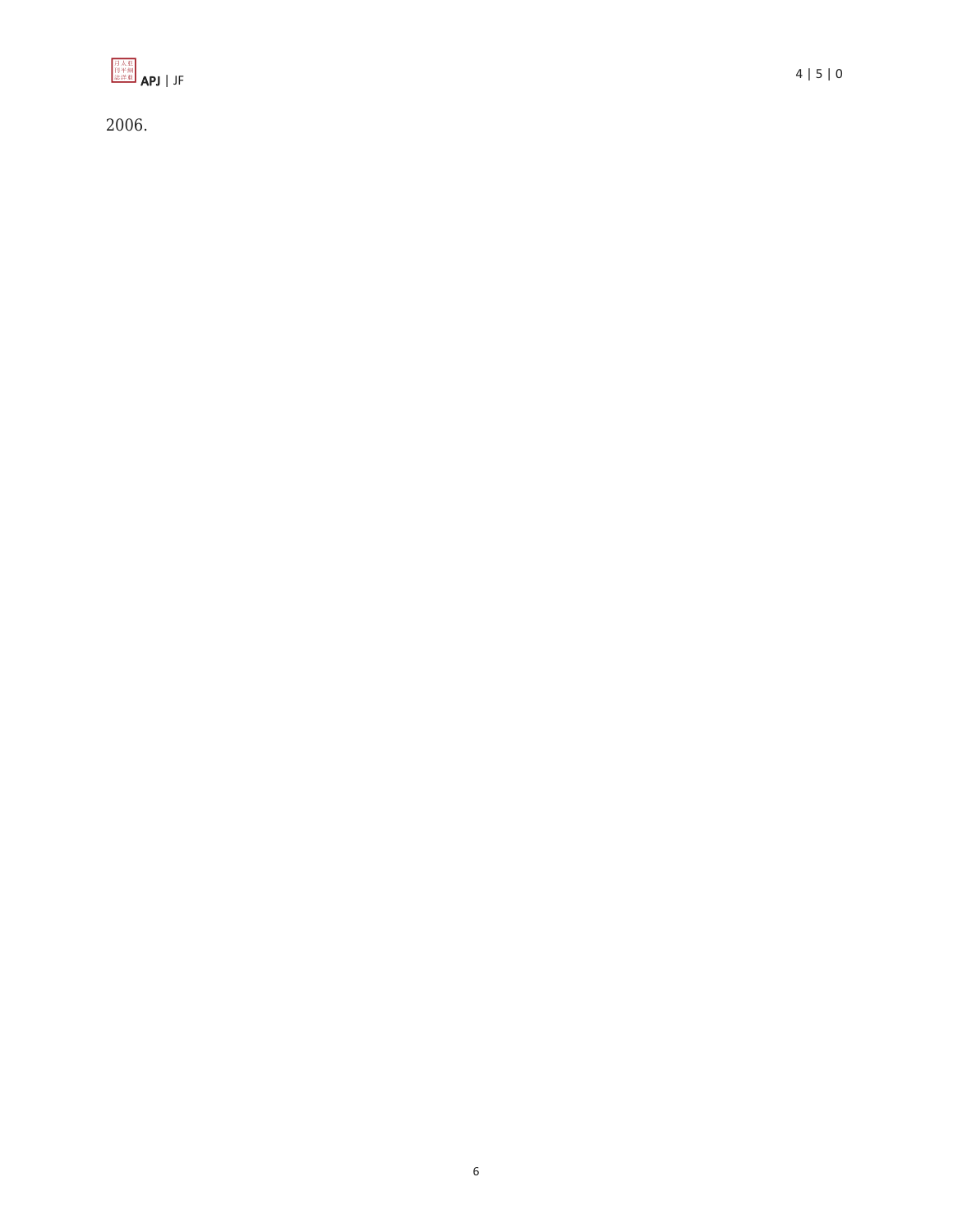2006.